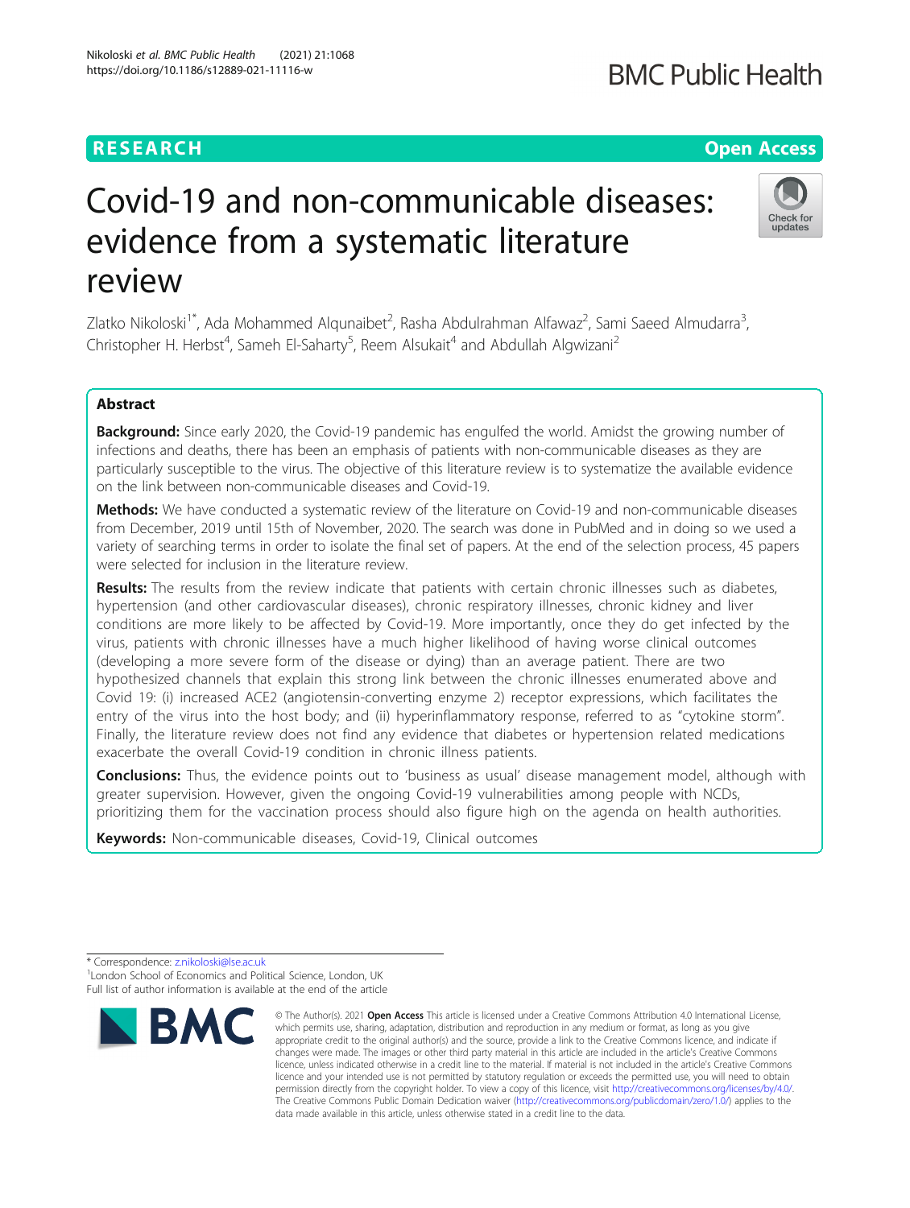# Covid-19 and non-communicable diseases: evidence from a systematic literature review

Zlatko Nikoloski[1*], Ada Mohammed Alqunaibet[2], Rasha Abdulrahman Alfawaz[2], Sami Saeed Almudarra[3], Christopher H. Herbst[4], Sameh El-Saharty[5], Reem Alsukait[4] and Abdullah Algwizani[2]

## Abstract

**Background:** Since early 2020, the Covid-19 pandemic has engulfed the world. Amidst the growing number of infections and deaths, there has been an emphasis of patients with non-communicable diseases as they are particularly susceptible to the virus. The objective of this literature review is to systematize the available evidence on the link between non-communicable diseases and Covid-19.

**Methods:** We have conducted a systematic review of the literature on Covid-19 and non-communicable diseases from December, 2019 until 15th of November, 2020. The search was done in PubMed and in doing so we used a variety of searching terms in order to isolate the final set of papers. At the end of the selection process, 45 papers were selected for inclusion in the literature review.

**Results:** The results from the review indicate that patients with certain chronic illnesses such as diabetes, hypertension (and other cardiovascular diseases), chronic respiratory illnesses, chronic kidney and liver conditions are more likely to be affected by Covid-19. More importantly, once they do get infected by the virus, patients with chronic illnesses have a much higher likelihood of having worse clinical outcomes (developing a more severe form of the disease or dying) than an average patient. There are two hypothesized channels that explain this strong link between the chronic illnesses enumerated above and Covid 19: (i) increased ACE2 (angiotensin-converting enzyme 2) receptor expressions, which facilitates the entry of the virus into the host body; and (ii) hyperinflammatory response, referred to as "cytokine storm". Finally, the literature review does not find any evidence that diabetes or hypertension related medications exacerbate the overall Covid-19 condition in chronic illness patients.

**Conclusions:** Thus, the evidence points out to 'business as usual' disease management model, although with greater supervision. However, given the ongoing Covid-19 vulnerabilities among people with NCDs, prioritizing them for the vaccination process should also figure high on the agenda on health authorities.

**Keywords:** Non-communicable diseases, Covid-19, Clinical outcomes

\* Correspondence: z.nikoloski@lse.ac.uk
[1]London School of Economics and Political Science, London, UK
Full list of author information is available at the end of the article

© The Author(s). 2021 **Open Access** This article is licensed under a Creative Commons Attribution 4.0 International License, which permits use, sharing, adaptation, distribution and reproduction in any medium or format, as long as you give appropriate credit to the original author(s) and the source, provide a link to the Creative Commons licence, and indicate if changes were made. The images or other third party material in this article are included in the article's Creative Commons licence, unless indicated otherwise in a credit line to the material. If material is not included in the article's Creative Commons licence and your intended use is not permitted by statutory regulation or exceeds the permitted use, you will need to obtain permission directly from the copyright holder. To view a copy of this licence, visit http://creativecommons.org/licenses/by/4.0/. The Creative Commons Public Domain Dedication waiver (http://creativecommons.org/publicdomain/zero/1.0/) applies to the data made available in this article, unless otherwise stated in a credit line to the data.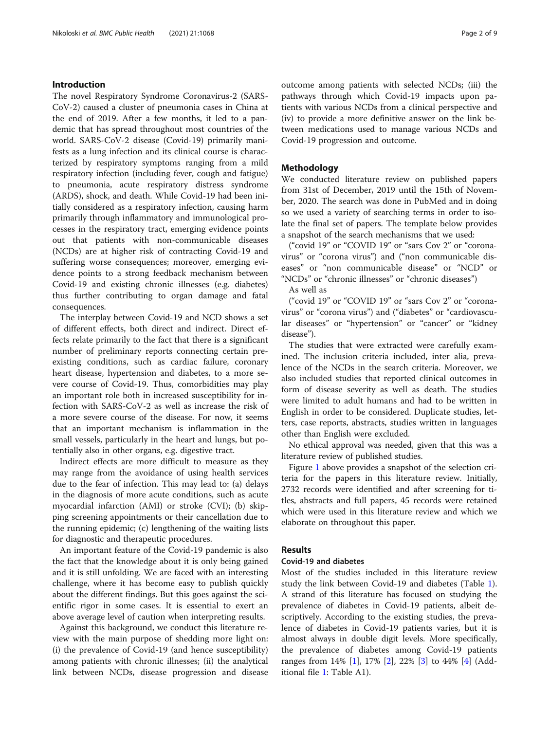## Introduction

The novel Respiratory Syndrome Coronavirus-2 (SARS-CoV-2) caused a cluster of pneumonia cases in China at the end of 2019. After a few months, it led to a pandemic that has spread throughout most countries of the world. SARS-CoV-2 disease (Covid-19) primarily manifests as a lung infection and its clinical course is characterized by respiratory symptoms ranging from a mild respiratory infection (including fever, cough and fatigue) to pneumonia, acute respiratory distress syndrome (ARDS), shock, and death. While Covid-19 had been initially considered as a respiratory infection, causing harm primarily through inflammatory and immunological processes in the respiratory tract, emerging evidence points out that patients with non-communicable diseases (NCDs) are at higher risk of contracting Covid-19 and suffering worse consequences; moreover, emerging evidence points to a strong feedback mechanism between Covid-19 and existing chronic illnesses (e.g. diabetes) thus further contributing to organ damage and fatal consequences.

The interplay between Covid-19 and NCD shows a set of different effects, both direct and indirect. Direct effects relate primarily to the fact that there is a significant number of preliminary reports connecting certain pre-existing conditions, such as cardiac failure, coronary heart disease, hypertension and diabetes, to a more severe course of Covid-19. Thus, comorbidities may play an important role both in increased susceptibility for infection with SARS-CoV-2 as well as increase the risk of a more severe course of the disease. For now, it seems that an important mechanism is inflammation in the small vessels, particularly in the heart and lungs, but potentially also in other organs, e.g. digestive tract.

Indirect effects are more difficult to measure as they may range from the avoidance of using health services due to the fear of infection. This may lead to: (a) delays in the diagnosis of more acute conditions, such as acute myocardial infarction (AMI) or stroke (CVI); (b) skipping screening appointments or their cancellation due to the running epidemic; (c) lengthening of the waiting lists for diagnostic and therapeutic procedures.

An important feature of the Covid-19 pandemic is also the fact that the knowledge about it is only being gained and it is still unfolding. We are faced with an interesting challenge, where it has become easy to publish quickly about the different findings. But this goes against the scientific rigor in some cases. It is essential to exert an above average level of caution when interpreting results.

Against this background, we conduct this literature review with the main purpose of shedding more light on: (i) the prevalence of Covid-19 (and hence susceptibility) among patients with chronic illnesses; (ii) the analytical link between NCDs, disease progression and disease outcome among patients with selected NCDs; (iii) the pathways through which Covid-19 impacts upon patients with various NCDs from a clinical perspective and (iv) to provide a more definitive answer on the link between medications used to manage various NCDs and Covid-19 progression and outcome.

## Methodology

We conducted literature review on published papers from 31st of December, 2019 until the 15th of November, 2020. The search was done in PubMed and in doing so we used a variety of searching terms in order to isolate the final set of papers. The template below provides a snapshot of the search mechanisms that we used:

("covid 19" or "COVID 19" or "sars Cov 2" or "coronavirus" or "corona virus") and ("non communicable diseases" or "non communicable disease" or "NCD" or "NCDs" or "chronic illnesses" or "chronic diseases")

As well as

("covid 19" or "COVID 19" or "sars Cov 2" or "coronavirus" or "corona virus") and ("diabetes" or "cardiovascular diseases" or "hypertension" or "cancer" or "kidney disease").

The studies that were extracted were carefully examined. The inclusion criteria included, inter alia, prevalence of the NCDs in the search criteria. Moreover, we also included studies that reported clinical outcomes in form of disease severity as well as death. The studies were limited to adult humans and had to be written in English in order to be considered. Duplicate studies, letters, case reports, abstracts, studies written in languages other than English were excluded.

No ethical approval was needed, given that this was a literature review of published studies.

Figure 1 above provides a snapshot of the selection criteria for the papers in this literature review. Initially, 2732 records were identified and after screening for titles, abstracts and full papers, 45 records were retained which were used in this literature review and which we elaborate on throughout this paper.

## Results

### Covid-19 and diabetes

Most of the studies included in this literature review study the link between Covid-19 and diabetes (Table 1). A strand of this literature has focused on studying the prevalence of diabetes in Covid-19 patients, albeit descriptively. According to the existing studies, the prevalence of diabetes in Covid-19 patients varies, but it is almost always in double digit levels. More specifically, the prevalence of diabetes among Covid-19 patients ranges from 14% [1], 17% [2], 22% [3] to 44% [4] (Additional file 1: Table A1).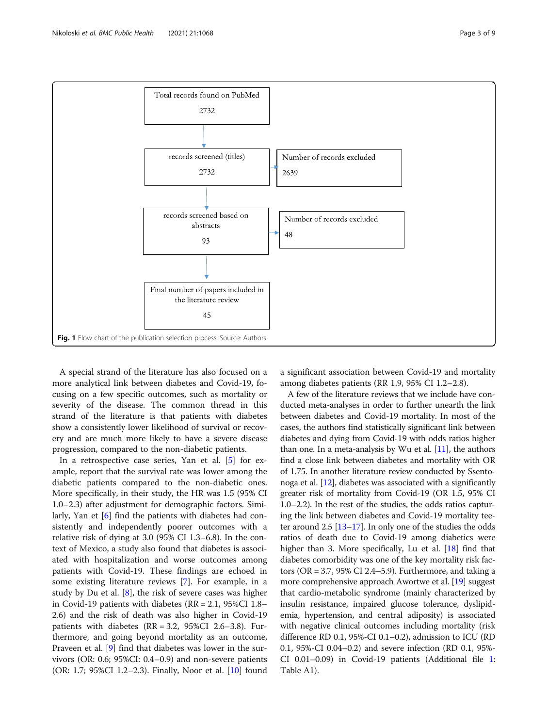Total records found on PubMed
2732

records screened (titles)
2732

Number of records excluded
2639

records screened based on abstracts
93

Number of records excluded
48

Final number of papers included in the literature review
45

**Fig. 1** Flow chart of the publication selection process. Source: Authors

A special strand of the literature has also focused on a more analytical link between diabetes and Covid-19, focusing on a few specific outcomes, such as mortality or severity of the disease. The common thread in this strand of the literature is that patients with diabetes show a consistently lower likelihood of survival or recovery and are much more likely to have a severe disease progression, compared to the non-diabetic patients.

In a retrospective case series, Yan et al. [5] for example, report that the survival rate was lower among the diabetic patients compared to the non-diabetic ones. More specifically, in their study, the HR was 1.5 (95% CI 1.0–2.3) after adjustment for demographic factors. Similarly, Yan et [6] find the patients with diabetes had consistently and independently poorer outcomes with a relative risk of dying at 3.0 (95% CI 1.3–6.8). In the context of Mexico, a study also found that diabetes is associated with hospitalization and worse outcomes among patients with Covid-19. These findings are echoed in some existing literature reviews [7]. For example, in a study by Du et al. [8], the risk of severe cases was higher in Covid-19 patients with diabetes (RR = 2.1, 95%CI 1.8–2.6) and the risk of death was also higher in Covid-19 patients with diabetes (RR = 3.2, 95%CI 2.6–3.8). Furthermore, and going beyond mortality as an outcome, Praveen et al. [9] find that diabetes was lower in the survivors (OR: 0.6; 95%CI: 0.4–0.9) and non-severe patients (OR: 1.7; 95%CI 1.2–2.3). Finally, Noor et al. [10] found a significant association between Covid-19 and mortality among diabetes patients (RR 1.9, 95% CI 1.2–2.8).

A few of the literature reviews that we include have conducted meta-analyses in order to further unearth the link between diabetes and Covid-19 mortality. In most of the cases, the authors find statistically significant link between diabetes and dying from Covid-19 with odds ratios higher than one. In a meta-analysis by Wu et al. [11], the authors find a close link between diabetes and mortality with OR of 1.75. In another literature review conducted by Ssentonoga et al. [12], diabetes was associated with a significantly greater risk of mortality from Covid-19 (OR 1.5, 95% CI 1.0–2.2). In the rest of the studies, the odds ratios capturing the link between diabetes and Covid-19 mortality teeter around 2.5 [13–17]. In only one of the studies the odds ratios of death due to Covid-19 among diabetics were higher than 3. More specifically, Lu et al. [18] find that diabetes comorbidity was one of the key mortality risk factors (OR = 3.7, 95% CI 2.4–5.9). Furthermore, and taking a more comprehensive approach Awortwe et al. [19] suggest that cardio-metabolic syndrome (mainly characterized by insulin resistance, impaired glucose tolerance, dyslipidemia, hypertension, and central adiposity) is associated with negative clinical outcomes including mortality (risk difference RD 0.1, 95%-CI 0.1–0.2), admission to ICU (RD 0.1, 95%-CI 0.04–0.2) and severe infection (RD 0.1, 95%-CI 0.01–0.09) in Covid-19 patients (Additional file 1: Table A1).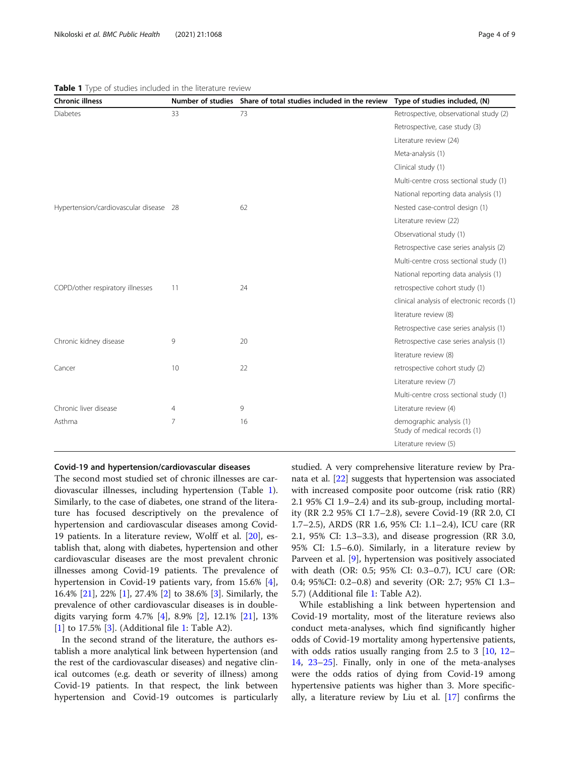**Table 1** Type of studies included in the literature review

| Chronic illness | Number of studies | Share of total studies included in the review | Type of studies included, (N) |
|---|---|---|---|
| Diabetes | 33 | 73 | Retrospective, observational study (2) |
| | | | Retrospective, case study (3) |
| | | | Literature review (24) |
| | | | Meta-analysis (1) |
| | | | Clinical study (1) |
| | | | Multi-centre cross sectional study (1) |
| | | | National reporting data analysis (1) |
| Hypertension/cardiovascular disease | 28 | 62 | Nested case-control design (1) |
| | | | Literature review (22) |
| | | | Observational study (1) |
| | | | Retrospective case series analysis (2) |
| | | | Multi-centre cross sectional study (1) |
| | | | National reporting data analysis (1) |
| COPD/other respiratory illnesses | 11 | 24 | retrospective cohort study (1) |
| | | | clinical analysis of electronic records (1) |
| | | | literature review (8) |
| | | | Retrospective case series analysis (1) |
| Chronic kidney disease | 9 | 20 | Retrospective case series analysis (1) |
| | | | literature review (8) |
| Cancer | 10 | 22 | retrospective cohort study (2) |
| | | | Literature review (7) |
| | | | Multi-centre cross sectional study (1) |
| Chronic liver disease | 4 | 9 | Literature review (4) |
| Asthma | 7 | 16 | demographic analysis (1) Study of medical records (1) |
| | | | Literature review (5) |

#### Covid-19 and hypertension/cardiovascular diseases

The second most studied set of chronic illnesses are cardiovascular illnesses, including hypertension (Table 1). Similarly, to the case of diabetes, one strand of the literature has focused descriptively on the prevalence of hypertension and cardiovascular diseases among Covid-19 patients. In a literature review, Wolff et al. [20], establish that, along with diabetes, hypertension and other cardiovascular diseases are the most prevalent chronic illnesses among Covid-19 patients. The prevalence of hypertension in Covid-19 patients vary, from 15.6% [4], 16.4% [21], 22% [1], 27.4% [2] to 38.6% [3]. Similarly, the prevalence of other cardiovascular diseases is in double-digits varying form 4.7% [4], 8.9% [2], 12.1% [21], 13% [1] to 17.5% [3]. (Additional file 1: Table A2).

In the second strand of the literature, the authors establish a more analytical link between hypertension (and the rest of the cardiovascular diseases) and negative clinical outcomes (e.g. death or severity of illness) among Covid-19 patients. In that respect, the link between hypertension and Covid-19 outcomes is particularly studied. A very comprehensive literature review by Pranata et al. [22] suggests that hypertension was associated with increased composite poor outcome (risk ratio (RR) 2.1 95% CI 1.9–2.4) and its sub-group, including mortality (RR 2.2 95% CI 1.7–2.8), severe Covid-19 (RR 2.0, CI 1.7–2.5), ARDS (RR 1.6, 95% CI: 1.1–2.4), ICU care (RR 2.1, 95% CI: 1.3–3.3), and disease progression (RR 3.0, 95% CI: 1.5–6.0). Similarly, in a literature review by Parveen et al. [9], hypertension was positively associated with death (OR: 0.5; 95% CI: 0.3–0.7), ICU care (OR: 0.4; 95%CI: 0.2–0.8) and severity (OR: 2.7; 95% CI 1.3–5.7) (Additional file 1: Table A2).

While establishing a link between hypertension and Covid-19 mortality, most of the literature reviews also conduct meta-analyses, which find significantly higher odds of Covid-19 mortality among hypertensive patients, with odds ratios usually ranging from 2.5 to 3 [10, 12–14, 23–25]. Finally, only in one of the meta-analyses were the odds ratios of dying from Covid-19 among hypertensive patients was higher than 3. More specifically, a literature review by Liu et al. [17] confirms the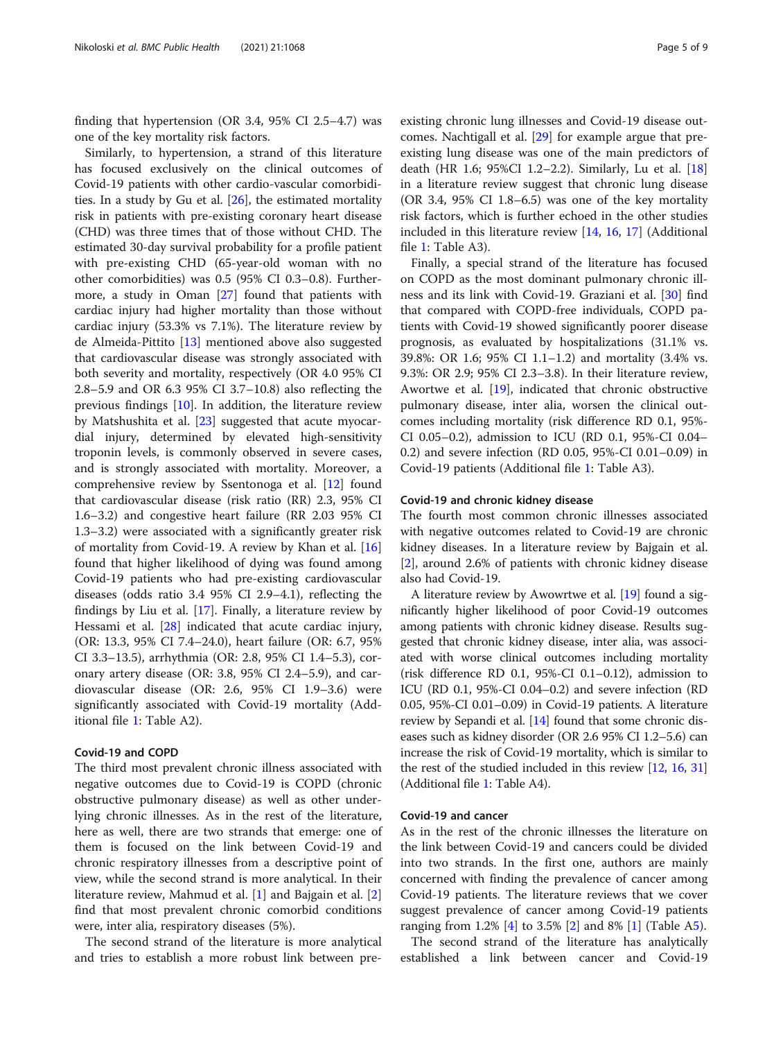finding that hypertension (OR 3.4, 95% CI 2.5–4.7) was one of the key mortality risk factors.

Similarly, to hypertension, a strand of this literature has focused exclusively on the clinical outcomes of Covid-19 patients with other cardio-vascular comorbidities. In a study by Gu et al. [26], the estimated mortality risk in patients with pre-existing coronary heart disease (CHD) was three times that of those without CHD. The estimated 30-day survival probability for a profile patient with pre-existing CHD (65-year-old woman with no other comorbidities) was 0.5 (95% CI 0.3–0.8). Furthermore, a study in Oman [27] found that patients with cardiac injury had higher mortality than those without cardiac injury (53.3% vs 7.1%). The literature review by de Almeida-Pittito [13] mentioned above also suggested that cardiovascular disease was strongly associated with both severity and mortality, respectively (OR 4.0 95% CI 2.8–5.9 and OR 6.3 95% CI 3.7–10.8) also reflecting the previous findings [10]. In addition, the literature review by Matshushita et al. [23] suggested that acute myocardial injury, determined by elevated high-sensitivity troponin levels, is commonly observed in severe cases, and is strongly associated with mortality. Moreover, a comprehensive review by Ssentonoga et al. [12] found that cardiovascular disease (risk ratio (RR) 2.3, 95% CI 1.6–3.2) and congestive heart failure (RR 2.03 95% CI 1.3–3.2) were associated with a significantly greater risk of mortality from Covid-19. A review by Khan et al. [16] found that higher likelihood of dying was found among Covid-19 patients who had pre-existing cardiovascular diseases (odds ratio 3.4 95% CI 2.9–4.1), reflecting the findings by Liu et al. [17]. Finally, a literature review by Hessami et al. [28] indicated that acute cardiac injury, (OR: 13.3, 95% CI 7.4–24.0), heart failure (OR: 6.7, 95% CI 3.3–13.5), arrhythmia (OR: 2.8, 95% CI 1.4–5.3), coronary artery disease (OR: 3.8, 95% CI 2.4–5.9), and cardiovascular disease (OR: 2.6, 95% CI 1.9–3.6) were significantly associated with Covid-19 mortality (Additional file 1: Table A2).

### Covid-19 and COPD

The third most prevalent chronic illness associated with negative outcomes due to Covid-19 is COPD (chronic obstructive pulmonary disease) as well as other underlying chronic illnesses. As in the rest of the literature, here as well, there are two strands that emerge: one of them is focused on the link between Covid-19 and chronic respiratory illnesses from a descriptive point of view, while the second strand is more analytical. In their literature review, Mahmud et al. [1] and Bajgain et al. [2] find that most prevalent chronic comorbid conditions were, inter alia, respiratory diseases (5%).

The second strand of the literature is more analytical and tries to establish a more robust link between pre-existing chronic lung illnesses and Covid-19 disease outcomes. Nachtigall et al. [29] for example argue that pre-existing lung disease was one of the main predictors of death (HR 1.6; 95%CI 1.2–2.2). Similarly, Lu et al. [18] in a literature review suggest that chronic lung disease (OR 3.4, 95% CI 1.8–6.5) was one of the key mortality risk factors, which is further echoed in the other studies included in this literature review [14, 16, 17] (Additional file 1: Table A3).

Finally, a special strand of the literature has focused on COPD as the most dominant pulmonary chronic illness and its link with Covid-19. Graziani et al. [30] find that compared with COPD-free individuals, COPD patients with Covid-19 showed significantly poorer disease prognosis, as evaluated by hospitalizations (31.1% vs. 39.8%: OR 1.6; 95% CI 1.1–1.2) and mortality (3.4% vs. 9.3%: OR 2.9; 95% CI 2.3–3.8). In their literature review, Awortwe et al. [19], indicated that chronic obstructive pulmonary disease, inter alia, worsen the clinical outcomes including mortality (risk difference RD 0.1, 95%-CI 0.05–0.2), admission to ICU (RD 0.1, 95%-CI 0.04–0.2) and severe infection (RD 0.05, 95%-CI 0.01–0.09) in Covid-19 patients (Additional file 1: Table A3).

### Covid-19 and chronic kidney disease

The fourth most common chronic illnesses associated with negative outcomes related to Covid-19 are chronic kidney diseases. In a literature review by Bajgain et al. [2], around 2.6% of patients with chronic kidney disease also had Covid-19.

A literature review by Awowrtwe et al. [19] found a significantly higher likelihood of poor Covid-19 outcomes among patients with chronic kidney disease. Results suggested that chronic kidney disease, inter alia, was associated with worse clinical outcomes including mortality (risk difference RD 0.1, 95%-CI 0.1–0.12), admission to ICU (RD 0.1, 95%-CI 0.04–0.2) and severe infection (RD 0.05, 95%-CI 0.01–0.09) in Covid-19 patients. A literature review by Sepandi et al. [14] found that some chronic diseases such as kidney disorder (OR 2.6 95% CI 1.2–5.6) can increase the risk of Covid-19 mortality, which is similar to the rest of the studied included in this review [12, 16, 31] (Additional file 1: Table A4).

### Covid-19 and cancer

As in the rest of the chronic illnesses the literature on the link between Covid-19 and cancers could be divided into two strands. In the first one, authors are mainly concerned with finding the prevalence of cancer among Covid-19 patients. The literature reviews that we cover suggest prevalence of cancer among Covid-19 patients ranging from 1.2% [4] to 3.5% [2] and 8% [1] (Table A5).

The second strand of the literature has analytically established a link between cancer and Covid-19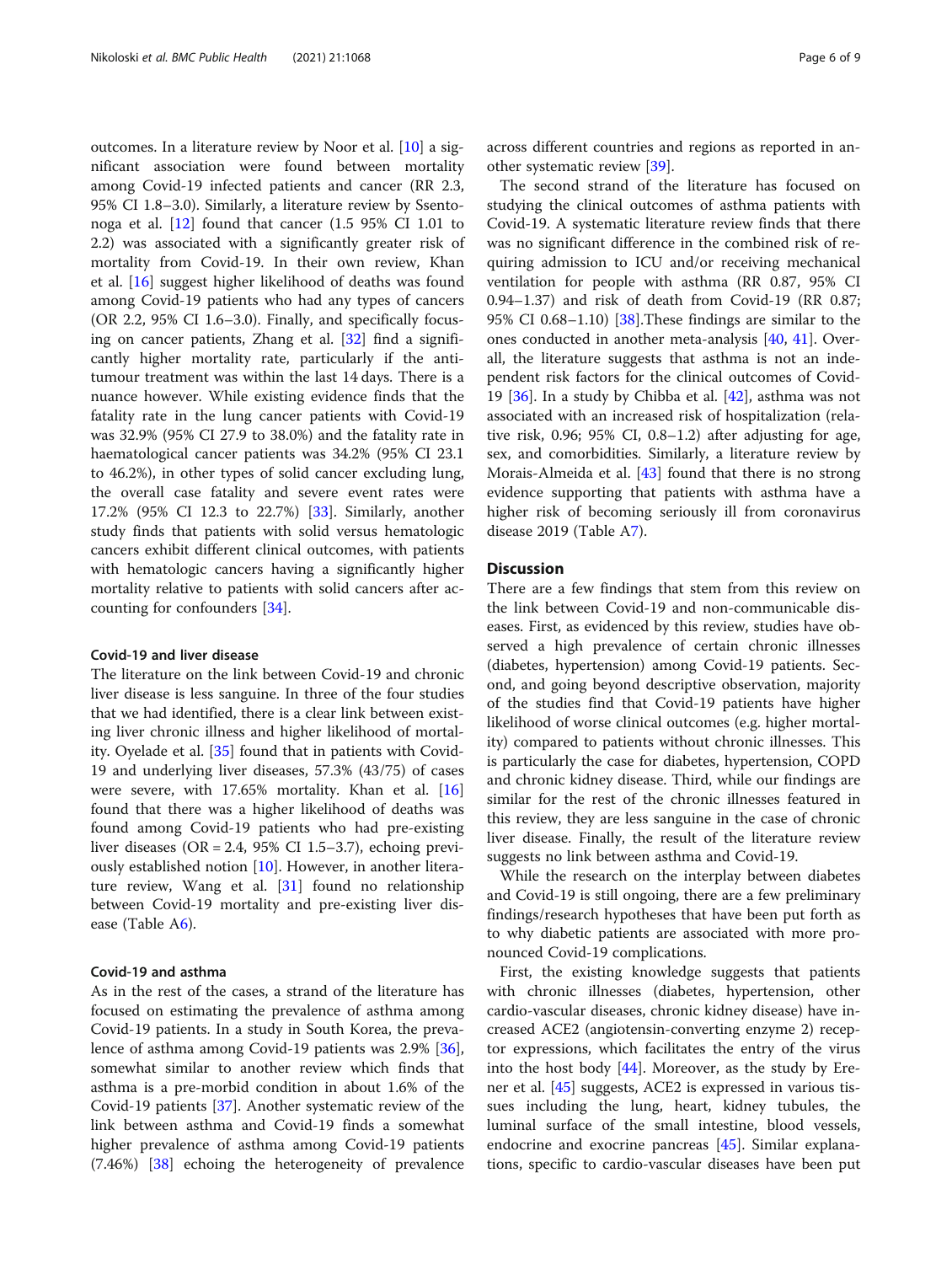outcomes. In a literature review by Noor et al. [10] a significant association were found between mortality among Covid-19 infected patients and cancer (RR 2.3, 95% CI 1.8–3.0). Similarly, a literature review by Ssentongoa et al. [12] found that cancer (1.5 95% CI 1.01 to 2.2) was associated with a significantly greater risk of mortality from Covid-19. In their own review, Khan et al. [16] suggest higher likelihood of deaths was found among Covid-19 patients who had any types of cancers (OR 2.2, 95% CI 1.6–3.0). Finally, and specifically focusing on cancer patients, Zhang et al. [32] find a significantly higher mortality rate, particularly if the antitumour treatment was within the last 14 days. There is a nuance however. While existing evidence finds that the fatality rate in the lung cancer patients with Covid-19 was 32.9% (95% CI 27.9 to 38.0%) and the fatality rate in haematological cancer patients was 34.2% (95% CI 23.1 to 46.2%), in other types of solid cancer excluding lung, the overall case fatality and severe event rates were 17.2% (95% CI 12.3 to 22.7%) [33]. Similarly, another study finds that patients with solid versus hematologic cancers exhibit different clinical outcomes, with patients with hematologic cancers having a significantly higher mortality relative to patients with solid cancers after accounting for confounders [34].

### Covid-19 and liver disease

The literature on the link between Covid-19 and chronic liver disease is less sanguine. In three of the four studies that we had identified, there is a clear link between existing liver chronic illness and higher likelihood of mortality. Oyelade et al. [35] found that in patients with Covid-19 and underlying liver diseases, 57.3% (43/75) of cases were severe, with 17.65% mortality. Khan et al. [16] found that there was a higher likelihood of deaths was found among Covid-19 patients who had pre-existing liver diseases (OR = 2.4, 95% CI 1.5–3.7), echoing previously established notion [10]. However, in another literature review, Wang et al. [31] found no relationship between Covid-19 mortality and pre-existing liver disease (Table A6).

### Covid-19 and asthma

As in the rest of the cases, a strand of the literature has focused on estimating the prevalence of asthma among Covid-19 patients. In a study in South Korea, the prevalence of asthma among Covid-19 patients was 2.9% [36], somewhat similar to another review which finds that asthma is a pre-morbid condition in about 1.6% of the Covid-19 patients [37]. Another systematic review of the link between asthma and Covid-19 finds a somewhat higher prevalence of asthma among Covid-19 patients (7.46%) [38] echoing the heterogeneity of prevalence across different countries and regions as reported in another systematic review [39].

The second strand of the literature has focused on studying the clinical outcomes of asthma patients with Covid-19. A systematic literature review finds that there was no significant difference in the combined risk of requiring admission to ICU and/or receiving mechanical ventilation for people with asthma (RR 0.87, 95% CI 0.94–1.37) and risk of death from Covid-19 (RR 0.87; 95% CI 0.68–1.10) [38].These findings are similar to the ones conducted in another meta-analysis [40, 41]. Overall, the literature suggests that asthma is not an independent risk factors for the clinical outcomes of Covid-19 [36]. In a study by Chibba et al. [42], asthma was not associated with an increased risk of hospitalization (relative risk, 0.96; 95% CI, 0.8–1.2) after adjusting for age, sex, and comorbidities. Similarly, a literature review by Morais-Almeida et al. [43] found that there is no strong evidence supporting that patients with asthma have a higher risk of becoming seriously ill from coronavirus disease 2019 (Table A7).

## Discussion

There are a few findings that stem from this review on the link between Covid-19 and non-communicable diseases. First, as evidenced by this review, studies have observed a high prevalence of certain chronic illnesses (diabetes, hypertension) among Covid-19 patients. Second, and going beyond descriptive observation, majority of the studies find that Covid-19 patients have higher likelihood of worse clinical outcomes (e.g. higher mortality) compared to patients without chronic illnesses. This is particularly the case for diabetes, hypertension, COPD and chronic kidney disease. Third, while our findings are similar for the rest of the chronic illnesses featured in this review, they are less sanguine in the case of chronic liver disease. Finally, the result of the literature review suggests no link between asthma and Covid-19.

While the research on the interplay between diabetes and Covid-19 is still ongoing, there are a few preliminary findings/research hypotheses that have been put forth as to why diabetic patients are associated with more pronounced Covid-19 complications.

First, the existing knowledge suggests that patients with chronic illnesses (diabetes, hypertension, other cardio-vascular diseases, chronic kidney disease) have increased ACE2 (angiotensin-converting enzyme 2) receptor expressions, which facilitates the entry of the virus into the host body [44]. Moreover, as the study by Erener et al. [45] suggests, ACE2 is expressed in various tissues including the lung, heart, kidney tubules, the luminal surface of the small intestine, blood vessels, endocrine and exocrine pancreas [45]. Similar explanations, specific to cardio-vascular diseases have been put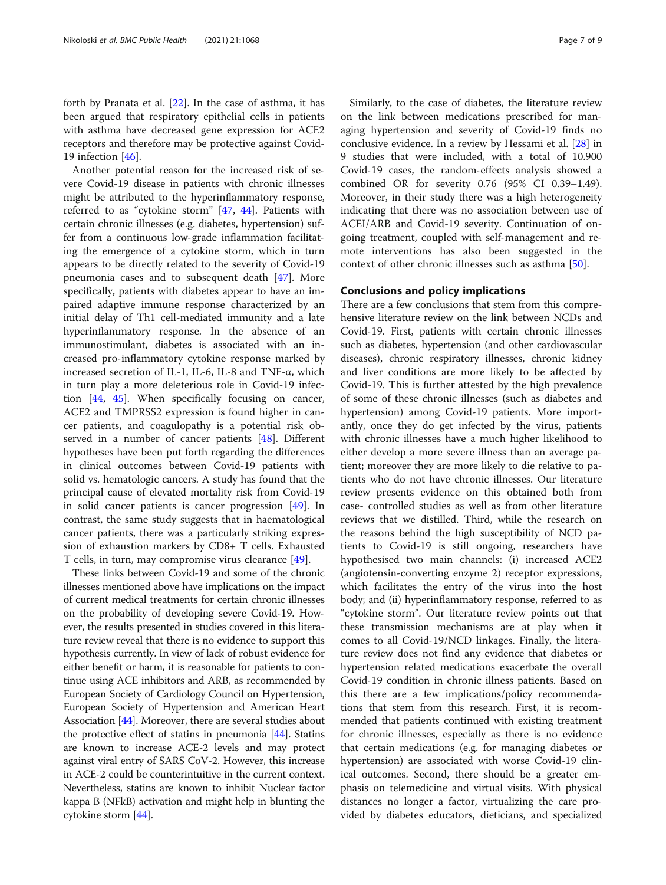forth by Pranata et al. [22]. In the case of asthma, it has been argued that respiratory epithelial cells in patients with asthma have decreased gene expression for ACE2 receptors and therefore may be protective against Covid-19 infection [46].

Another potential reason for the increased risk of severe Covid-19 disease in patients with chronic illnesses might be attributed to the hyperinflammatory response, referred to as "cytokine storm" [47, 44]. Patients with certain chronic illnesses (e.g. diabetes, hypertension) suffer from a continuous low-grade inflammation facilitating the emergence of a cytokine storm, which in turn appears to be directly related to the severity of Covid-19 pneumonia cases and to subsequent death [47]. More specifically, patients with diabetes appear to have an impaired adaptive immune response characterized by an initial delay of Th1 cell-mediated immunity and a late hyperinflammatory response. In the absence of an immunostimulant, diabetes is associated with an increased pro-inflammatory cytokine response marked by increased secretion of IL-1, IL-6, IL-8 and TNF-α, which in turn play a more deleterious role in Covid-19 infection [44, 45]. When specifically focusing on cancer, ACE2 and TMPRSS2 expression is found higher in cancer patients, and coagulopathy is a potential risk observed in a number of cancer patients [48]. Different hypotheses have been put forth regarding the differences in clinical outcomes between Covid-19 patients with solid vs. hematologic cancers. A study has found that the principal cause of elevated mortality risk from Covid-19 in solid cancer patients is cancer progression [49]. In contrast, the same study suggests that in haematological cancer patients, there was a particularly striking expression of exhaustion markers by CD8+ T cells. Exhausted T cells, in turn, may compromise virus clearance [49].

These links between Covid-19 and some of the chronic illnesses mentioned above have implications on the impact of current medical treatments for certain chronic illnesses on the probability of developing severe Covid-19. However, the results presented in studies covered in this literature review reveal that there is no evidence to support this hypothesis currently. In view of lack of robust evidence for either benefit or harm, it is reasonable for patients to continue using ACE inhibitors and ARB, as recommended by European Society of Cardiology Council on Hypertension, European Society of Hypertension and American Heart Association [44]. Moreover, there are several studies about the protective effect of statins in pneumonia [44]. Statins are known to increase ACE-2 levels and may protect against viral entry of SARS CoV-2. However, this increase in ACE-2 could be counterintuitive in the current context. Nevertheless, statins are known to inhibit Nuclear factor kappa B (NFkB) activation and might help in blunting the cytokine storm [44].

Similarly, to the case of diabetes, the literature review on the link between medications prescribed for managing hypertension and severity of Covid-19 finds no conclusive evidence. In a review by Hessami et al. [28] in 9 studies that were included, with a total of 10.900 Covid-19 cases, the random-effects analysis showed a combined OR for severity 0.76 (95% CI 0.39–1.49). Moreover, in their study there was a high heterogeneity indicating that there was no association between use of ACEI/ARB and Covid-19 severity. Continuation of ongoing treatment, coupled with self-management and remote interventions has also been suggested in the context of other chronic illnesses such as asthma [50].

## Conclusions and policy implications

There are a few conclusions that stem from this comprehensive literature review on the link between NCDs and Covid-19. First, patients with certain chronic illnesses such as diabetes, hypertension (and other cardiovascular diseases), chronic respiratory illnesses, chronic kidney and liver conditions are more likely to be affected by Covid-19. This is further attested by the high prevalence of some of these chronic illnesses (such as diabetes and hypertension) among Covid-19 patients. More importantly, once they do get infected by the virus, patients with chronic illnesses have a much higher likelihood to either develop a more severe illness than an average patient; moreover they are more likely to die relative to patients who do not have chronic illnesses. Our literature review presents evidence on this obtained both from case- controlled studies as well as from other literature reviews that we distilled. Third, while the research on the reasons behind the high susceptibility of NCD patients to Covid-19 is still ongoing, researchers have hypothesised two main channels: (i) increased ACE2 (angiotensin-converting enzyme 2) receptor expressions, which facilitates the entry of the virus into the host body; and (ii) hyperinflammatory response, referred to as "cytokine storm". Our literature review points out that these transmission mechanisms are at play when it comes to all Covid-19/NCD linkages. Finally, the literature review does not find any evidence that diabetes or hypertension related medications exacerbate the overall Covid-19 condition in chronic illness patients. Based on this there are a few implications/policy recommendations that stem from this research. First, it is recommended that patients continued with existing treatment for chronic illnesses, especially as there is no evidence that certain medications (e.g. for managing diabetes or hypertension) are associated with worse Covid-19 clinical outcomes. Second, there should be a greater emphasis on telemedicine and virtual visits. With physical distances no longer a factor, virtualizing the care provided by diabetes educators, dieticians, and specialized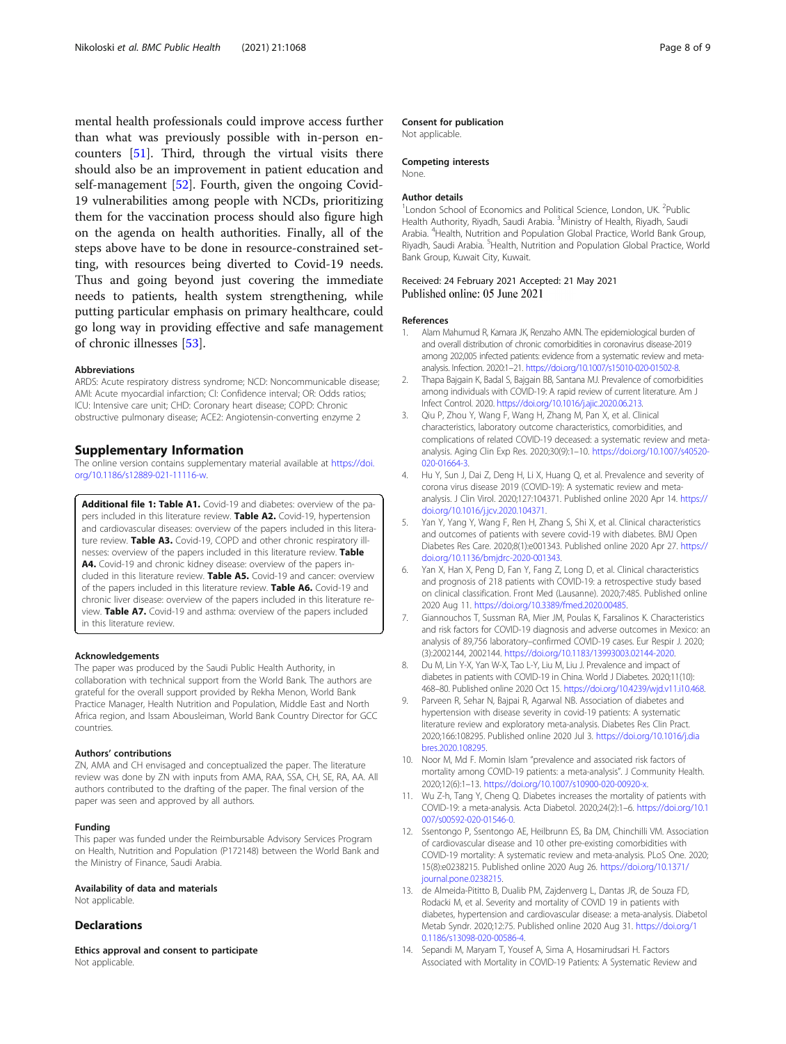mental health professionals could improve access further than what was previously possible with in-person encounters [51]. Third, through the virtual visits there should also be an improvement in patient education and self-management [52]. Fourth, given the ongoing Covid-19 vulnerabilities among people with NCDs, prioritizing them for the vaccination process should also figure high on the agenda on health authorities. Finally, all of the steps above have to be done in resource-constrained setting, with resources being diverted to Covid-19 needs. Thus and going beyond just covering the immediate needs to patients, health system strengthening, while putting particular emphasis on primary healthcare, could go long way in providing effective and safe management of chronic illnesses [53].

#### Abbreviations

ARDS: Acute respiratory distress syndrome; NCD: Noncommunicable disease; AMI: Acute myocardial infarction; CI: Confidence interval; OR: Odds ratios; ICU: Intensive care unit; CHD: Coronary heart disease; COPD: Chronic obstructive pulmonary disease; ACE2: Angiotensin-converting enzyme 2

## Supplementary Information

The online version contains supplementary material available at https://doi.org/10.1186/s12889-021-11116-w.

**Additional file 1: Table A1.** Covid-19 and diabetes: overview of the papers included in this literature review. **Table A2.** Covid-19, hypertension and cardiovascular diseases: overview of the papers included in this literature review. **Table A3.** Covid-19, COPD and other chronic respiratory illnesses: overview of the papers included in this literature review. **Table A4.** Covid-19 and chronic kidney disease: overview of the papers included in this literature review. **Table A5.** Covid-19 and cancer: overview of the papers included in this literature review. **Table A6.** Covid-19 and chronic liver disease: overview of the papers included in this literature review. **Table A7.** Covid-19 and asthma: overview of the papers included in this literature review.

#### Acknowledgements

The paper was produced by the Saudi Public Health Authority, in collaboration with technical support from the World Bank. The authors are grateful for the overall support provided by Rekha Menon, World Bank Practice Manager, Health Nutrition and Population, Middle East and North Africa region, and Issam Abousleiman, World Bank Country Director for GCC countries.

#### Authors' contributions

ZN, AMA and CH envisaged and conceptualized the paper. The literature review was done by ZN with inputs from AMA, RAA, SSA, CH, SE, RA, AA. All authors contributed to the drafting of the paper. The final version of the paper was seen and approved by all authors.

#### Funding

This paper was funded under the Reimbursable Advisory Services Program on Health, Nutrition and Population (P172148) between the World Bank and the Ministry of Finance, Saudi Arabia.

#### Availability of data and materials

Not applicable.

## Declarations

#### Ethics approval and consent to participate

Not applicable.

#### Consent for publication

Not applicable.

#### Competing interests

None.

#### Author details

[1]London School of Economics and Political Science, London, UK. [2]Public Health Authority, Riyadh, Saudi Arabia. [3]Ministry of Health, Riyadh, Saudi Arabia. [4]Health, Nutrition and Population Global Practice, World Bank Group, Riyadh, Saudi Arabia. [5]Health, Nutrition and Population Global Practice, World Bank Group, Kuwait City, Kuwait.

Received: 24 February 2021 Accepted: 21 May 2021
Published online: 05 June 2021

#### References

1. Alam Mahumud R, Kamara JK, Renzaho AMN. The epidemiological burden of and overall distribution of chronic comorbidities in coronavirus disease-2019 among 202,005 infected patients: evidence from a systematic review and meta-analysis. Infection. 2020:1–21. https://doi.org/10.1007/s15010-020-01502-8.
2. Thapa Bajgain K, Badal S, Bajgain BB, Santana MJ. Prevalence of comorbidities among individuals with COVID-19: A rapid review of current literature. Am J Infect Control. 2020. https://doi.org/10.1016/j.ajic.2020.06.213.
3. Qiu P, Zhou Y, Wang F, Wang H, Zhang M, Pan X, et al. Clinical characteristics, laboratory outcome characteristics, comorbidities, and complications of related COVID-19 deceased: a systematic review and meta-analysis. Aging Clin Exp Res. 2020;30(9):1–10. https://doi.org/10.1007/s40520-020-01664-3.
4. Hu Y, Sun J, Dai Z, Deng H, Li X, Huang Q, et al. Prevalence and severity of corona virus disease 2019 (COVID-19): A systematic review and meta-analysis. J Clin Virol. 2020;127:104371. Published online 2020 Apr 14. https://doi.org/10.1016/j.jcv.2020.104371.
5. Yan Y, Yang Y, Wang F, Ren H, Zhang S, Shi X, et al. Clinical characteristics and outcomes of patients with severe covid-19 with diabetes. BMJ Open Diabetes Res Care. 2020;8(1):e001343. Published online 2020 Apr 27. https://doi.org/10.1136/bmjdrc-2020-001343.
6. Yan X, Han X, Peng D, Fan Y, Fang Z, Long D, et al. Clinical characteristics and prognosis of 218 patients with COVID-19: a retrospective study based on clinical classification. Front Med (Lausanne). 2020;7:485. Published online 2020 Aug 11. https://doi.org/10.3389/fmed.2020.00485.
7. Giannouchos T, Sussman RA, Mier JM, Poulas K, Farsalinos K. Characteristics and risk factors for COVID-19 diagnosis and adverse outcomes in Mexico: an analysis of 89,756 laboratory–confirmed COVID-19 cases. Eur Respir J. 2020;(3):2002144, 2002144. https://doi.org/10.1183/13993003.02144-2020.
8. Du M, Lin Y-X, Yan W-X, Tao L-Y, Liu M, Liu J. Prevalence and impact of diabetes in patients with COVID-19 in China. World J Diabetes. 2020;11(10):468–80. Published online 2020 Oct 15. https://doi.org/10.4239/wjd.v11.i10.468.
9. Parveen R, Sehar N, Bajpai R, Agarwal NB. Association of diabetes and hypertension with disease severity in covid-19 patients: A systematic literature review and exploratory meta-analysis. Diabetes Res Clin Pract. 2020;166:108295. Published online 2020 Jul 3. https://doi.org/10.1016/j.diabres.2020.108295.
10. Noor M, Md F. Momin Islam "prevalence and associated risk factors of mortality among COVID-19 patients: a meta-analysis". J Community Health. 2020;12(6):1–13. https://doi.org/10.1007/s10900-020-00920-x.
11. Wu Z-h, Tang Y, Cheng Q. Diabetes increases the mortality of patients with COVID-19: a meta-analysis. Acta Diabetol. 2020;24(2):1–6. https://doi.org/10.1007/s00592-020-01546-0.
12. Ssentongo P, Ssentongo AE, Heilbrunn ES, Ba DM, Chinchilli VM. Association of cardiovascular disease and 10 other pre-existing comorbidities with COVID-19 mortality: A systematic review and meta-analysis. PLoS One. 2020;15(8):e0238215. Published online 2020 Aug 26. https://doi.org/10.1371/journal.pone.0238215.
13. de Almeida-Pititto B, Dualib PM, Zajdenverg L, Dantas JR, de Souza FD, Rodacki M, et al. Severity and mortality of COVID 19 in patients with diabetes, hypertension and cardiovascular disease: a meta-analysis. Diabetol Metab Syndr. 2020;12:75. Published online 2020 Aug 31. https://doi.org/10.1186/s13098-020-00586-4.
14. Sepandi M, Maryam T, Yousef A, Sima A, Hosamirudsari H. Factors Associated with Mortality in COVID-19 Patients: A Systematic Review and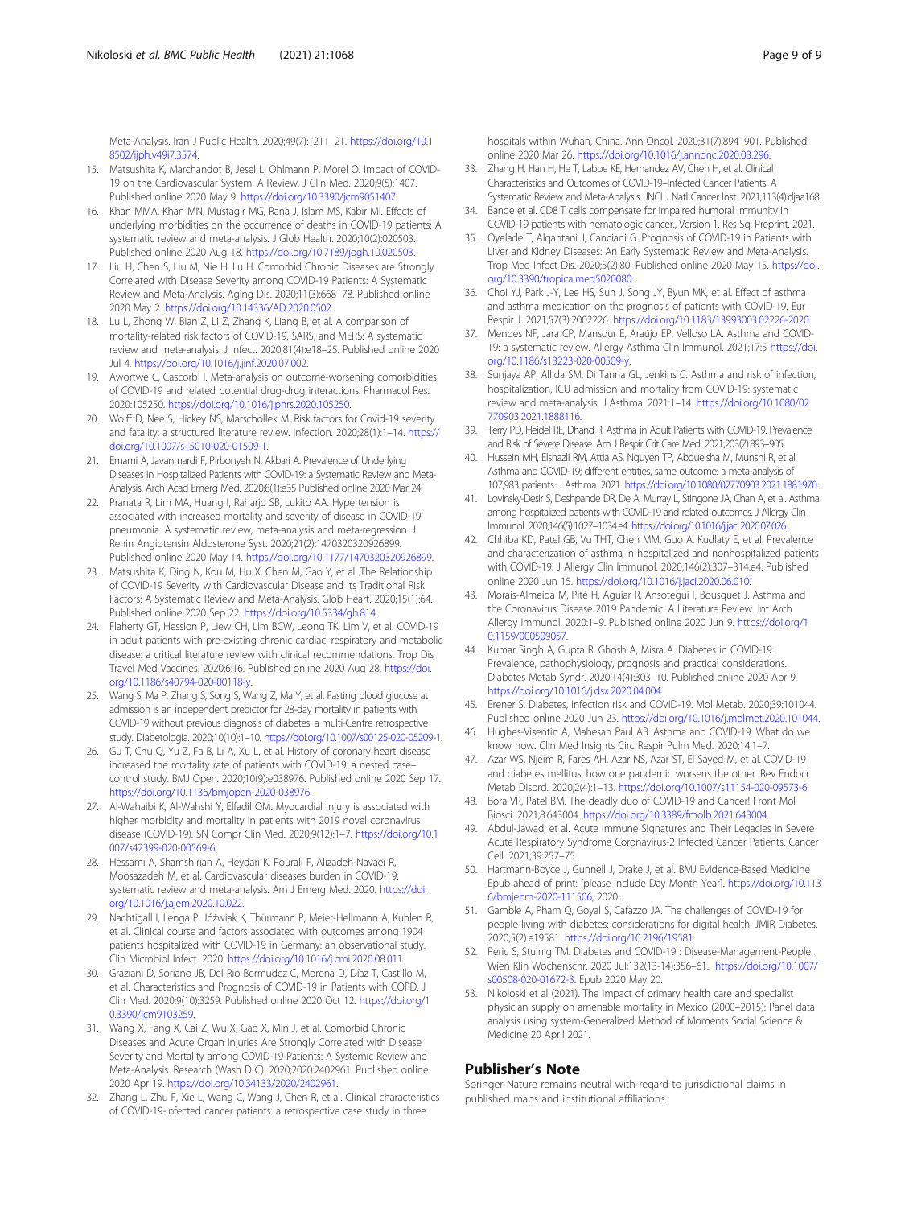Meta-Analysis. Iran J Public Health. 2020;49(7):1211–21. https://doi.org/10.18502/ijph.v49i7.3574.

15. Matsushita K, Marchandot B, Jesel L, Ohlmann P, Morel O. Impact of COVID-19 on the Cardiovascular System: A Review. J Clin Med. 2020;9(5):1407. Published online 2020 May 9. https://doi.org/10.3390/jcm9051407.
16. Khan MMA, Khan MN, Mustagir MG, Rana J, Islam MS, Kabir MI. Effects of underlying morbidities on the occurrence of deaths in COVID-19 patients: A systematic review and meta-analysis. J Glob Health. 2020;10(2):020503. Published online 2020 Aug 18. https://doi.org/10.7189/jogh.10.020503.
17. Liu H, Chen S, Liu M, Nie H, Lu H. Comorbid Chronic Diseases are Strongly Correlated with Disease Severity among COVID-19 Patients: A Systematic Review and Meta-Analysis. Aging Dis. 2020;11(3):668–78. Published online 2020 May 2. https://doi.org/10.14336/AD.2020.0502.
18. Lu L, Zhong W, Bian Z, Li Z, Zhang K, Liang B, et al. A comparison of mortality-related risk factors of COVID-19, SARS, and MERS: A systematic review and meta-analysis. J Infect. 2020;81(4):e18–25. Published online 2020 Jul 4. https://doi.org/10.1016/j.jinf.2020.07.002.
19. Awortwe C, Cascorbi I. Meta-analysis on outcome-worsening comorbidities of COVID-19 and related potential drug-drug interactions. Pharmacol Res. 2020:105250. https://doi.org/10.1016/j.phrs.2020.105250.
20. Wolff D, Nee S, Hickey NS, Marschollek M. Risk factors for Covid-19 severity and fatality: a structured literature review. Infection. 2020;28(1):1–14. https://doi.org/10.1007/s15010-020-01509-1.
21. Emami A, Javanmardi F, Pirbonyeh N, Akbari A. Prevalence of Underlying Diseases in Hospitalized Patients with COVID-19: a Systematic Review and Meta-Analysis. Arch Acad Emerg Med. 2020;8(1):e35 Published online 2020 Mar 24.
22. Pranata R, Lim MA, Huang I, Raharjo SB, Lukito AA. Hypertension is associated with increased mortality and severity of disease in COVID-19 pneumonia: A systematic review, meta-analysis and meta-regression. J Renin Angiotensin Aldosterone Syst. 2020;21(2):1470320320926899. Published online 2020 May 14. https://doi.org/10.1177/1470320320926899.
23. Matsushita K, Ding N, Kou M, Hu X, Chen M, Gao Y, et al. The Relationship of COVID-19 Severity with Cardiovascular Disease and Its Traditional Risk Factors: A Systematic Review and Meta-Analysis. Glob Heart. 2020;15(1):64. Published online 2020 Sep 22. https://doi.org/10.5334/gh.814.
24. Flaherty GT, Hession P, Liew CH, Lim BCW, Leong TK, Lim V, et al. COVID-19 in adult patients with pre-existing chronic cardiac, respiratory and metabolic disease: a critical literature review with clinical recommendations. Trop Dis Travel Med Vaccines. 2020;6:16. Published online 2020 Aug 28. https://doi.org/10.1186/s40794-020-00118-y.
25. Wang S, Ma P, Zhang S, Song S, Wang Z, Ma Y, et al. Fasting blood glucose at admission is an independent predictor for 28-day mortality in patients with COVID-19 without previous diagnosis of diabetes: a multi-Centre retrospective study. Diabetologia. 2020;10(10):1–10. https://doi.org/10.1007/s00125-020-05209-1.
26. Gu T, Chu Q, Yu Z, Fa B, Li A, Xu L, et al. History of coronary heart disease increased the mortality rate of patients with COVID-19: a nested case–control study. BMJ Open. 2020;10(9):e038976. Published online 2020 Sep 17. https://doi.org/10.1136/bmjopen-2020-038976.
27. Al-Wahaibi K, Al-Wahshi Y, Elfadil OM. Myocardial injury is associated with higher morbidity and mortality in patients with 2019 novel coronavirus disease (COVID-19). SN Compr Clin Med. 2020;9(12):1–7. https://doi.org/10.1007/s42399-020-00569-6.
28. Hessami A, Shamshirian A, Heydari K, Pourali F, Alizadeh-Navaei R, Moosazadeh M, et al. Cardiovascular diseases burden in COVID-19: systematic review and meta-analysis. Am J Emerg Med. 2020. https://doi.org/10.1016/j.ajem.2020.10.022.
29. Nachtigall I, Lenga P, Jóźwiak K, Thürmann P, Meier-Hellmann A, Kuhlen R, et al. Clinical course and factors associated with outcomes among 1904 patients hospitalized with COVID-19 in Germany: an observational study. Clin Microbiol Infect. 2020. https://doi.org/10.1016/j.cmi.2020.08.011.
30. Graziani D, Soriano JB, Del Rio-Bermudez C, Morena D, Díaz T, Castillo M, et al. Characteristics and Prognosis of COVID-19 in Patients with COPD. J Clin Med. 2020;9(10):3259. Published online 2020 Oct 12. https://doi.org/10.3390/jcm9103259.
31. Wang X, Fang X, Cai Z, Wu X, Gao X, Min J, et al. Comorbid Chronic Diseases and Acute Organ Injuries Are Strongly Correlated with Disease Severity and Mortality among COVID-19 Patients: A Systemic Review and Meta-Analysis. Research (Wash D C). 2020;2020:2402961. Published online 2020 Apr 19. https://doi.org/10.34133/2020/2402961.
32. Zhang L, Zhu F, Xie L, Wang C, Wang J, Chen R, et al. Clinical characteristics of COVID-19-infected cancer patients: a retrospective case study in three hospitals within Wuhan, China. Ann Oncol. 2020;31(7):894–901. Published online 2020 Mar 26. https://doi.org/10.1016/j.annonc.2020.03.296.
33. Zhang H, Han H, He T, Labbe KE, Hernandez AV, Chen H, et al. Clinical Characteristics and Outcomes of COVID-19–Infected Cancer Patients: A Systematic Review and Meta-Analysis. JNCI J Natl Cancer Inst. 2021;113(4):djaa168.
34. Bange et al. CD8 T cells compensate for impaired humoral immunity in COVID-19 patients with hematologic cancer., Version 1. Res Sq. Preprint. 2021.
35. Oyelade T, Alqahtani J, Canciani G. Prognosis of COVID-19 in Patients with Liver and Kidney Diseases: An Early Systematic Review and Meta-Analysis. Trop Med Infect Dis. 2020;5(2):80. Published online 2020 May 15. https://doi.org/10.3390/tropicalmed5020080.
36. Choi YJ, Park J-Y, Lee HS, Suh J, Song JY, Byun MK, et al. Effect of asthma and asthma medication on the prognosis of patients with COVID-19. Eur Respir J. 2021;57(3):2002226. https://doi.org/10.1183/13993003.02226-2020.
37. Mendes NF, Jara CP, Mansour E, Araújo EP, Velloso LA. Asthma and COVID-19: a systematic review. Allergy Asthma Clin Immunol. 2021;17:5 https://doi.org/10.1186/s13223-020-00509-y.
38. Sunjaya AP, Allida SM, Di Tanna GL, Jenkins C. Asthma and risk of infection, hospitalization, ICU admission and mortality from COVID-19: systematic review and meta-analysis. J Asthma. 2021:1–14. https://doi.org/10.1080/02770903.2021.1888116.
39. Terry PD, Heidel RE, Dhand R. Asthma in Adult Patients with COVID-19. Prevalence and Risk of Severe Disease. Am J Respir Crit Care Med. 2021;203(7):893–905.
40. Hussein MH, Elshazli RM, Attia AS, Nguyen TP, Aboueisha M, Munshi R, et al. Asthma and COVID-19; different entities, same outcome: a meta-analysis of 107,983 patients. J Asthma. 2021. https://doi.org/10.1080/02770903.2021.1881970.
41. Lovinsky-Desir S, Deshpande DR, De A, Murray L, Stingone JA, Chan A, et al. Asthma among hospitalized patients with COVID-19 and related outcomes. J Allergy Clin Immunol. 2020;146(5):1027–1034.e4. https://doi.org/10.1016/j.jaci.2020.07.026.
42. Chhiba KD, Patel GB, Vu THT, Chen MM, Guo A, Kudlaty E, et al. Prevalence and characterization of asthma in hospitalized and nonhospitalized patients with COVID-19. J Allergy Clin Immunol. 2020;146(2):307–314.e4. Published online 2020 Jun 15. https://doi.org/10.1016/j.jaci.2020.06.010.
43. Morais-Almeida M, Pité H, Aguiar R, Ansotegui I, Bousquet J. Asthma and the Coronavirus Disease 2019 Pandemic: A Literature Review. Int Arch Allergy Immunol. 2020:1–9. Published online 2020 Jun 9. https://doi.org/10.1159/000509057.
44. Kumar Singh A, Gupta R, Ghosh A, Misra A. Diabetes in COVID-19: Prevalence, pathophysiology, prognosis and practical considerations. Diabetes Metab Syndr. 2020;14(4):303–10. Published online 2020 Apr 9. https://doi.org/10.1016/j.dsx.2020.04.004.
45. Erener S. Diabetes, infection risk and COVID-19. Mol Metab. 2020;39:101044. Published online 2020 Jun 23. https://doi.org/10.1016/j.molmet.2020.101044.
46. Hughes-Visentin A, Mahesan Paul AB. Asthma and COVID-19: What do we know now. Clin Med Insights Circ Respir Pulm Med. 2020;14:1–7.
47. Azar WS, Njeim R, Fares AH, Azar NS, Azar ST, El Sayed M, et al. COVID-19 and diabetes mellitus: how one pandemic worsens the other. Rev Endocr Metab Disord. 2020;2(4):1–13. https://doi.org/10.1007/s11154-020-09573-6.
48. Bora VR, Patel BM. The deadly duo of COVID-19 and Cancer! Front Mol Biosci. 2021;8:643004. https://doi.org/10.3389/fmolb.2021.643004.
49. Abdul-Jawad, et al. Acute Immune Signatures and Their Legacies in Severe Acute Respiratory Syndrome Coronavirus-2 Infected Cancer Patients. Cancer Cell. 2021;39:257–75.
50. Hartmann-Boyce J, Gunnell J, Drake J, et al. BMJ Evidence-Based Medicine Epub ahead of print: [please include Day Month Year]. https://doi.org/10.1136/bmjebm-2020-111506, 2020.
51. Gamble A, Pham Q, Goyal S, Cafazzo JA. The challenges of COVID-19 for people living with diabetes: considerations for digital health. JMIR Diabetes. 2020;5(2):e19581. https://doi.org/10.2196/19581.
52. Peric S, Stulnig TM. Diabetes and COVID-19 : Disease-Management-People. Wien Klin Wochenschr. 2020 Jul;132(13-14):356–61. https://doi.org/10.1007/s00508-020-01672-3. Epub 2020 May 20.
53. Nikoloski et al (2021). The impact of primary health care and specialist physician supply on amenable mortality in Mexico (2000–2015): Panel data analysis using system-Generalized Method of Moments Social Science & Medicine 20 April 2021.

## Publisher's Note

Springer Nature remains neutral with regard to jurisdictional claims in published maps and institutional affiliations.